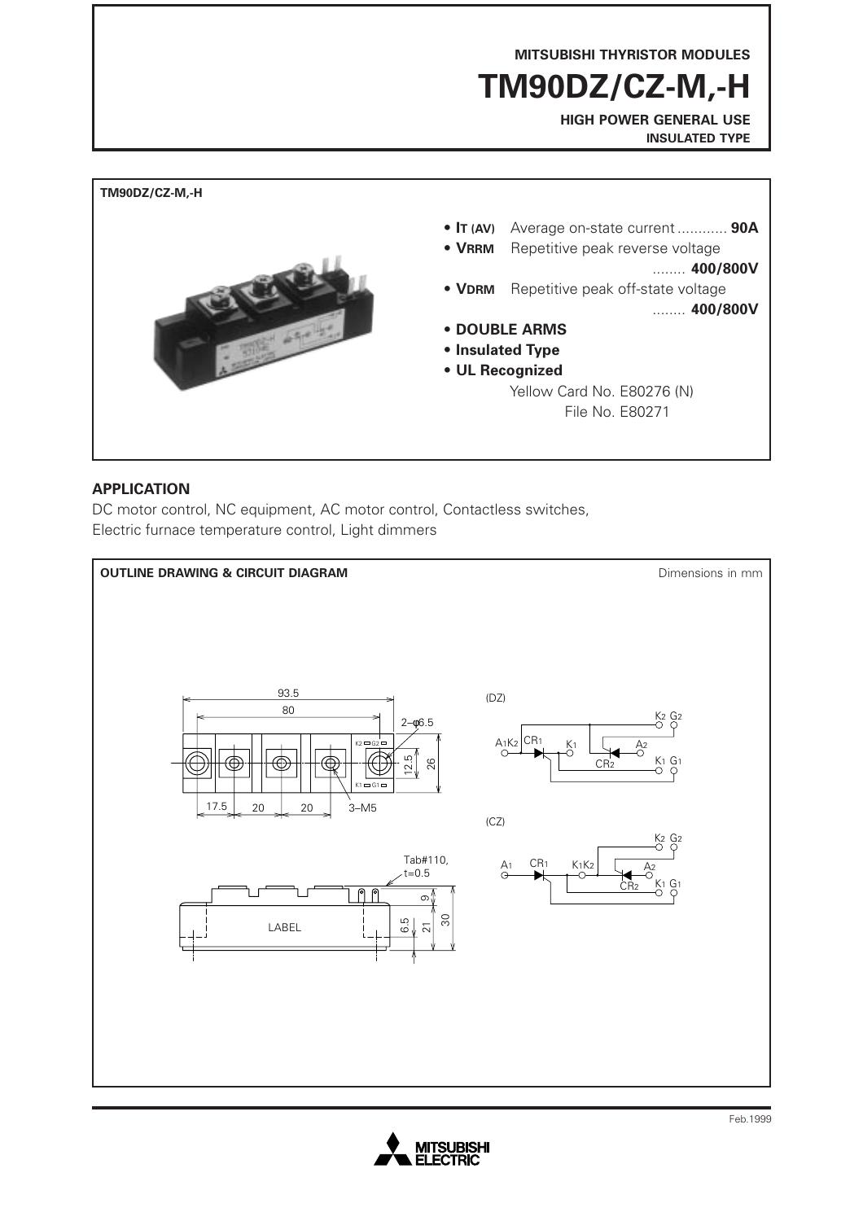MITSUBISHI THYRISTOR MODULES

# TM90DZ/CZ-M,-H

**HIGH POWER GENERAL USE**
**INSULATED TYPE**

**TM90DZ/CZ-M,-H**

- **$I_{T(AV)}$** Average on-state current ............ **90A**
- **$V_{RRM}$** Repetitive peak reverse voltage ........ **400/800V**
- **$V_{DRM}$** Repetitive peak off-state voltage ........ **400/800V**
- **DOUBLE ARMS**
- **Insulated Type**
- **UL Recognized**

  Yellow Card No. E80276 (N)
  File No. E80271

## APPLICATION

DC motor control, NC equipment, AC motor control, Contactless switches, Electric furnace temperature control, Light dimmers

**OUTLINE DRAWING & CIRCUIT DIAGRAM** — Dimensions in mm

93.5, 80, 2–φ6.5, 12.5, 26, 17.5, 20, 20, 3–M5, Tab#110, t=0.5, 9, 6.5, 21, 30, LABEL

(DZ): $A_1K_2$, $CR_1$, $K_1$, $A_2$, $CR_2$, $K_2$ $G_2$, $K_1$ $G_1$

(CZ): $A_1$, $CR_1$, $K_1K_2$, $A_2$, $CR_2$, $K_2$ $G_2$, $K_1$ $G_1$

Feb.1999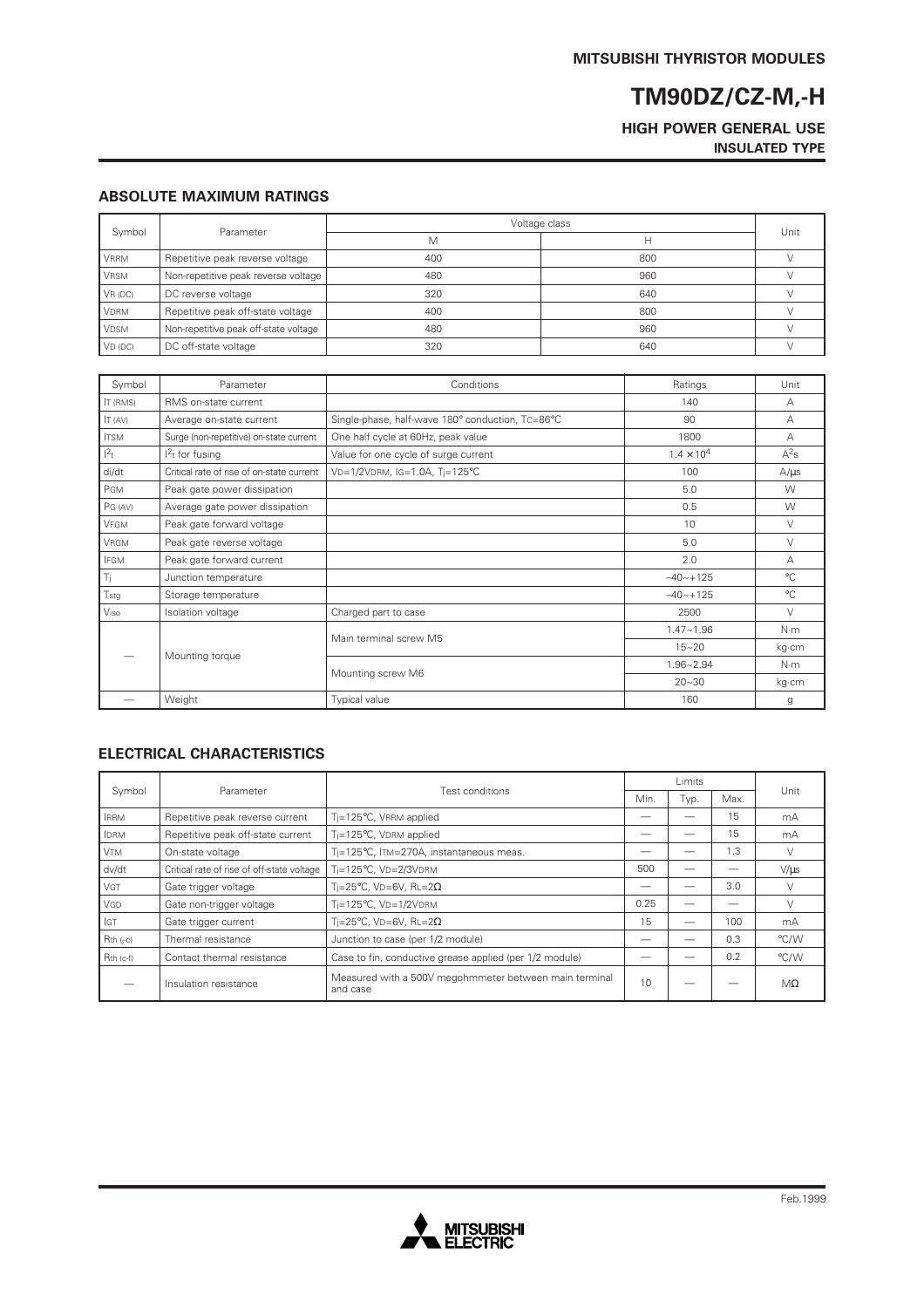MITSUBISHI THYRISTOR MODULES

# TM90DZ/CZ-M,-H

**HIGH POWER GENERAL USE**
**INSULATED TYPE**

## ABSOLUTE MAXIMUM RATINGS

| Symbol | Parameter | Voltage class | | Unit |
|---|---|---|---|---|
| | | M | H | |
| $V_{RRM}$ | Repetitive peak reverse voltage | 400 | 800 | V |
| $V_{RSM}$ | Non-repetitive peak reverse voltage | 480 | 960 | V |
| $V_{R(DC)}$ | DC reverse voltage | 320 | 640 | V |
| $V_{DRM}$ | Repetitive peak off-state voltage | 400 | 800 | V |
| $V_{DSM}$ | Non-repetitive peak off-state voltage | 480 | 960 | V |
| $V_{D(DC)}$ | DC off-state voltage | 320 | 640 | V |

| Symbol | Parameter | Conditions | Ratings | Unit |
|---|---|---|---|---|
| $I_{T(RMS)}$ | RMS on-state current | | 140 | A |
| $I_{T(AV)}$ | Average on-state current | Single-phase, half-wave 180° conduction, $T_C$=86°C | 90 | A |
| $I_{TSM}$ | Surge (non-repetitive) on-state current | One half cycle at 60Hz, peak value | 1800 | A |
| $I^2t$ | $I^2t$ for fusing | Value for one cycle of surge current | $1.4 \times 10^4$ | $A^2s$ |
| di/dt | Critical rate of rise of on-state current | $V_D$=1/2$V_{DRM}$, $I_G$=1.0A, $T_j$=125°C | 100 | A/µs |
| $P_{GM}$ | Peak gate power dissipation | | 5.0 | W |
| $P_{G(AV)}$ | Average gate power dissipation | | 0.5 | W |
| $V_{FGM}$ | Peak gate forward voltage | | 10 | V |
| $V_{RGM}$ | Peak gate reverse voltage | | 5.0 | V |
| $I_{FGM}$ | Peak gate forward current | | 2.0 | A |
| $T_j$ | Junction temperature | | –40~+125 | °C |
| $T_{stg}$ | Storage temperature | | –40~+125 | °C |
| $V_{iso}$ | Isolation voltage | Charged part to case | 2500 | V |
| — | Mounting torque | Main terminal screw M5 | 1.47~1.96 | N·m |
| | | | 15~20 | kg·cm |
| | | Mounting screw M6 | 1.96~2.94 | N·m |
| | | | 20~30 | kg·cm |
| — | Weight | Typical value | 160 | g |

## ELECTRICAL CHARACTERISTICS

| Symbol | Parameter | Test conditions | Limits | | | Unit |
|---|---|---|---|---|---|---|
| | | | Min. | Typ. | Max. | |
| $I_{RRM}$ | Repetitive peak reverse current | $T_j$=125°C, $V_{RRM}$ applied | — | — | 15 | mA |
| $I_{DRM}$ | Repetitive peak off-state current | $T_j$=125°C, $V_{DRM}$ applied | — | — | 15 | mA |
| $V_{TM}$ | On-state voltage | $T_j$=125°C, $I_{TM}$=270A, instantaneous meas. | — | — | 1.3 | V |
| dv/dt | Critical rate of rise of off-state voltage | $T_j$=125°C, $V_D$=2/3$V_{DRM}$ | 500 | — | — | V/µs |
| $V_{GT}$ | Gate trigger voltage | $T_j$=25°C, $V_D$=6V, $R_L$=2Ω | — | — | 3.0 | V |
| $V_{GD}$ | Gate non-trigger voltage | $T_j$=125°C, $V_D$=1/2$V_{DRM}$ | 0.25 | — | — | V |
| $I_{GT}$ | Gate trigger current | $T_j$=25°C, $V_D$=6V, $R_L$=2Ω | 15 | — | 100 | mA |
| $R_{th(j-c)}$ | Thermal resistance | Junction to case (per 1/2 module) | — | — | 0.3 | °C/W |
| $R_{th(c-f)}$ | Contact thermal resistance | Case to fin, conductive grease applied (per 1/2 module) | — | — | 0.2 | °C/W |
| — | Insulation resistance | Measured with a 500V megohmmeter between main terminal and case | 10 | — | — | MΩ |

Feb.1999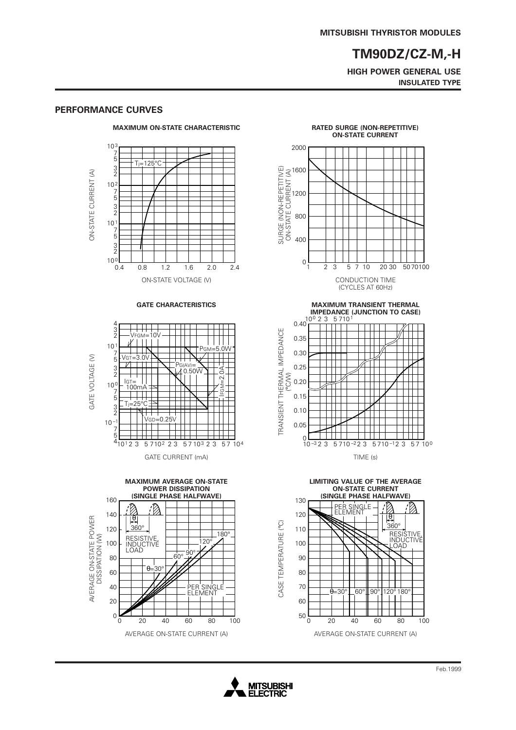## PERFORMANCE CURVES

### MAXIMUM ON-STATE CHARACTERISTIC

ON-STATE CURRENT (A) vs ON-STATE VOLTAGE (V)

$T_j = 125°C$

### RATED SURGE (NON-REPETITIVE) ON-STATE CURRENT

SURGE (NON-REPETITIVE) ON-STATE CURRENT (A) vs CONDUCTION TIME (CYCLES AT 60Hz)

### GATE CHARACTERISTICS

GATE VOLTAGE (V) vs GATE CURRENT (mA)

$V_{FGM} = 10V$

$P_{GM} = 5.0W$

$V_{GT} = 3.0V$

$P_{G(AV)} = 0.50W$

$I_{FGM} = 2.0A$

$I_{GT} = 100mA$

$T_j = 25°C$

$V_{GD} = 0.25V$

### MAXIMUM TRANSIENT THERMAL IMPEDANCE (JUNCTION TO CASE)

TRANSIENT THERMAL IMPEDANCE (°C/W) vs TIME (s)

### MAXIMUM AVERAGE ON-STATE POWER DISSIPATION (SINGLE PHASE HALFWAVE)

AVERAGE ON-STATE POWER DISSIPATION (W) vs AVERAGE ON-STATE CURRENT (A)

θ, 360°

RESISTIVE, INDUCTIVE LOAD

θ=30°, 60°, 90°, 120°, 180°

PER SINGLE ELEMENT

### LIMITING VALUE OF THE AVERAGE ON-STATE CURRENT (SINGLE PHASE HALFWAVE)

CASE TEMPERATURE (°C) vs AVERAGE ON-STATE CURRENT (A)

PER SINGLE ELEMENT

θ, 360°

RESISTIVE, INDUCTIVE LOAD

θ=30°, 60°, 90°, 120°, 180°

Feb.1999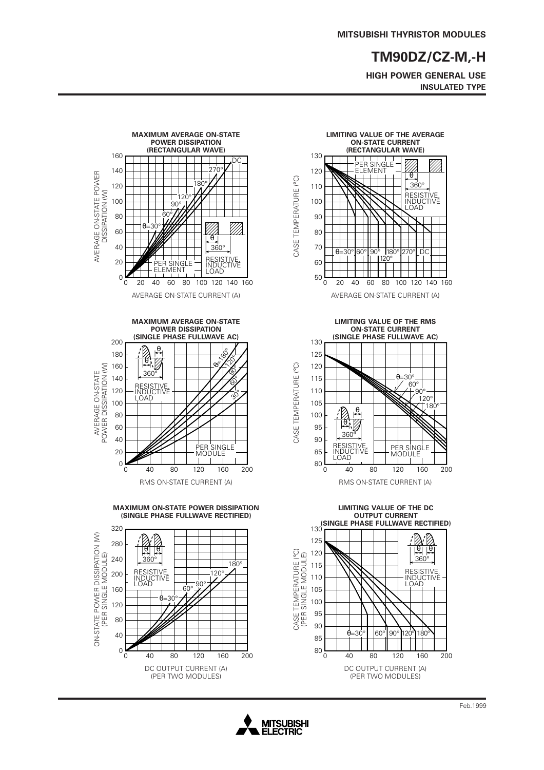**MITSUBISHI THYRISTOR MODULES**

# TM90DZ/CZ-M,-H

**HIGH POWER GENERAL USE**
**INSULATED TYPE**

### MAXIMUM AVERAGE ON-STATE POWER DISSIPATION (RECTANGULAR WAVE)

AVERAGE ON-STATE POWER DISSIPATION (W) vs. AVERAGE ON-STATE CURRENT (A)

θ=30°, 60°, 90°, 120°, 180°, 270°, DC; 360°; RESISTIVE, INDUCTIVE LOAD; PER SINGLE ELEMENT

### LIMITING VALUE OF THE AVERAGE ON-STATE CURRENT (RECTANGULAR WAVE)

CASE TEMPERATURE (°C) vs. AVERAGE ON-STATE CURRENT (A)

PER SINGLE ELEMENT; θ; 360°; RESISTIVE, INDUCTIVE LOAD; θ=30°, 60°, 90°, 120°, 180°, 270°, DC

### MAXIMUM AVERAGE ON-STATE POWER DISSIPATION (SINGLE PHASE FULLWAVE AC)

AVERAGE ON-STATE POWER DISSIPATION (W) vs. RMS ON-STATE CURRENT (A)

θ; 360°; RESISTIVE, INDUCTIVE LOAD; θ=180°, 120°, 90°, 60°, 30°; PER SINGLE MODULE

### LIMITING VALUE OF THE RMS ON-STATE CURRENT (SINGLE PHASE FULLWAVE AC)

CASE TEMPERATURE (°C) vs. RMS ON-STATE CURRENT (A)

θ=30°, 60°, 90°, 120°, 180°; θ; 360°; RESISTIVE, INDUCTIVE LOAD; PER SINGLE MODULE

### MAXIMUM ON-STATE POWER DISSIPATION (SINGLE PHASE FULLWAVE RECTIFIED)

ON-STATE POWER DISSIPATION (W) (PER SINGLE MODULE) vs. DC OUTPUT CURRENT (A) (PER TWO MODULES)

θ; 360°; RESISTIVE, INDUCTIVE LOAD; θ=30°, 60°, 90°, 120°, 180°

### LIMITING VALUE OF THE DC OUTPUT CURRENT (SINGLE PHASE FULLWAVE RECTIFIED)

CASE TEMPERATURE (°C) (PER SINGLE MODULE) vs. DC OUTPUT CURRENT (A) (PER TWO MODULES)

θ; 360°; RESISTIVE, INDUCTIVE LOAD; θ=30°, 60°, 90°, 120°, 180°

Feb.1999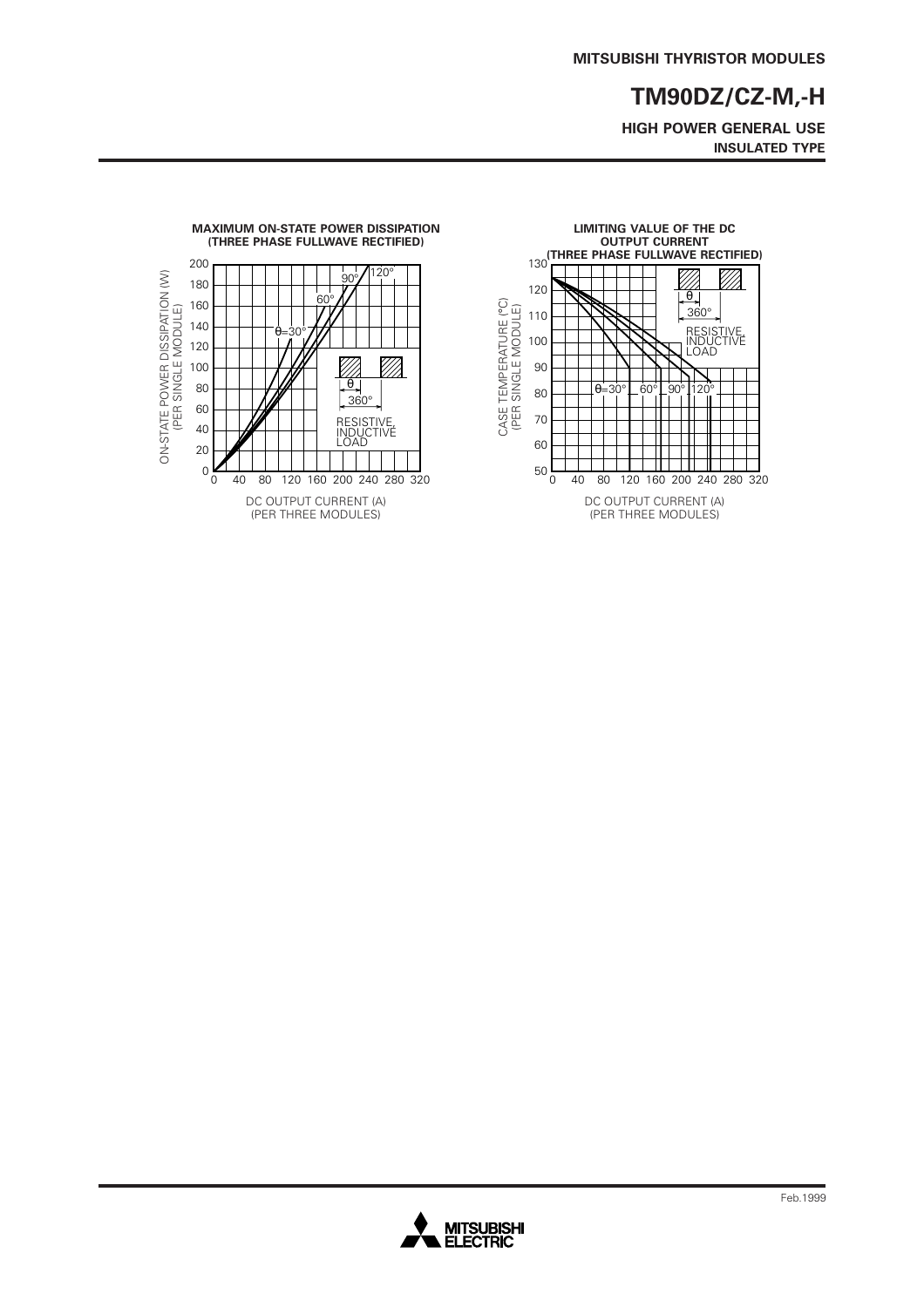MITSUBISHI THYRISTOR MODULES

# TM90DZ/CZ-M,-H

**HIGH POWER GENERAL USE**
**INSULATED TYPE**

**MAXIMUM ON-STATE POWER DISSIPATION (THREE PHASE FULLWAVE RECTIFIED)**

ON-STATE POWER DISSIPATION (W) (PER SINGLE MODULE)

0, 20, 40, 60, 80, 100, 120, 140, 160, 180, 200

DC OUTPUT CURRENT (A) (PER THREE MODULES)

0, 40, 80, 120, 160, 200, 240, 280, 320

θ=30°, 60°, 90°, 120°

θ, 360°

RESISTIVE, INDUCTIVE LOAD

**LIMITING VALUE OF THE DC OUTPUT CURRENT (THREE PHASE FULLWAVE RECTIFIED)**

CASE TEMPERATURE (°C) (PER SINGLE MODULE)

50, 60, 70, 80, 90, 100, 110, 120, 130

DC OUTPUT CURRENT (A) (PER THREE MODULES)

0, 40, 80, 120, 160, 200, 240, 280, 320

θ=30°, 60°, 90°, 120°

θ, 360°

RESISTIVE, INDUCTIVE LOAD

Feb.1999